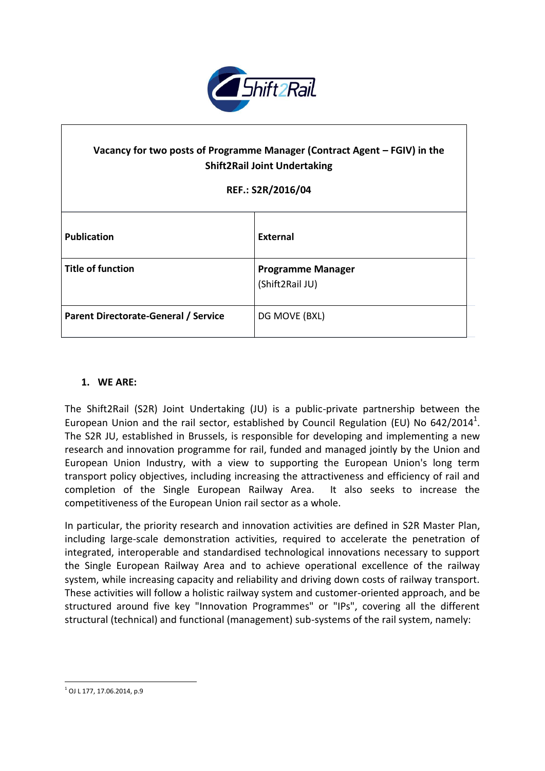**Vacancy for two posts of Programme Manager (Contract Agent – FGIV) in the Shift2Rail Joint Undertaking**

**REF.: S2R/2016/04**

| | |
|---|---|
| **Publication** | **External** |
| **Title of function** | **Programme Manager** (Shift2Rail JU) |
| **Parent Directorate-General / Service** | DG MOVE (BXL) |

## 1. WE ARE:

The Shift2Rail (S2R) Joint Undertaking (JU) is a public-private partnership between the European Union and the rail sector, established by Council Regulation (EU) No 642/2014[1]. The S2R JU, established in Brussels, is responsible for developing and implementing a new research and innovation programme for rail, funded and managed jointly by the Union and European Union Industry, with a view to supporting the European Union's long term transport policy objectives, including increasing the attractiveness and efficiency of rail and completion of the Single European Railway Area. It also seeks to increase the competitiveness of the European Union rail sector as a whole.

In particular, the priority research and innovation activities are defined in S2R Master Plan, including large-scale demonstration activities, required to accelerate the penetration of integrated, interoperable and standardised technological innovations necessary to support the Single European Railway Area and to achieve operational excellence of the railway system, while increasing capacity and reliability and driving down costs of railway transport. These activities will follow a holistic railway system and customer-oriented approach, and be structured around five key "Innovation Programmes" or "IPs", covering all the different structural (technical) and functional (management) sub-systems of the rail system, namely:

[1] OJ L 177, 17.06.2014, p.9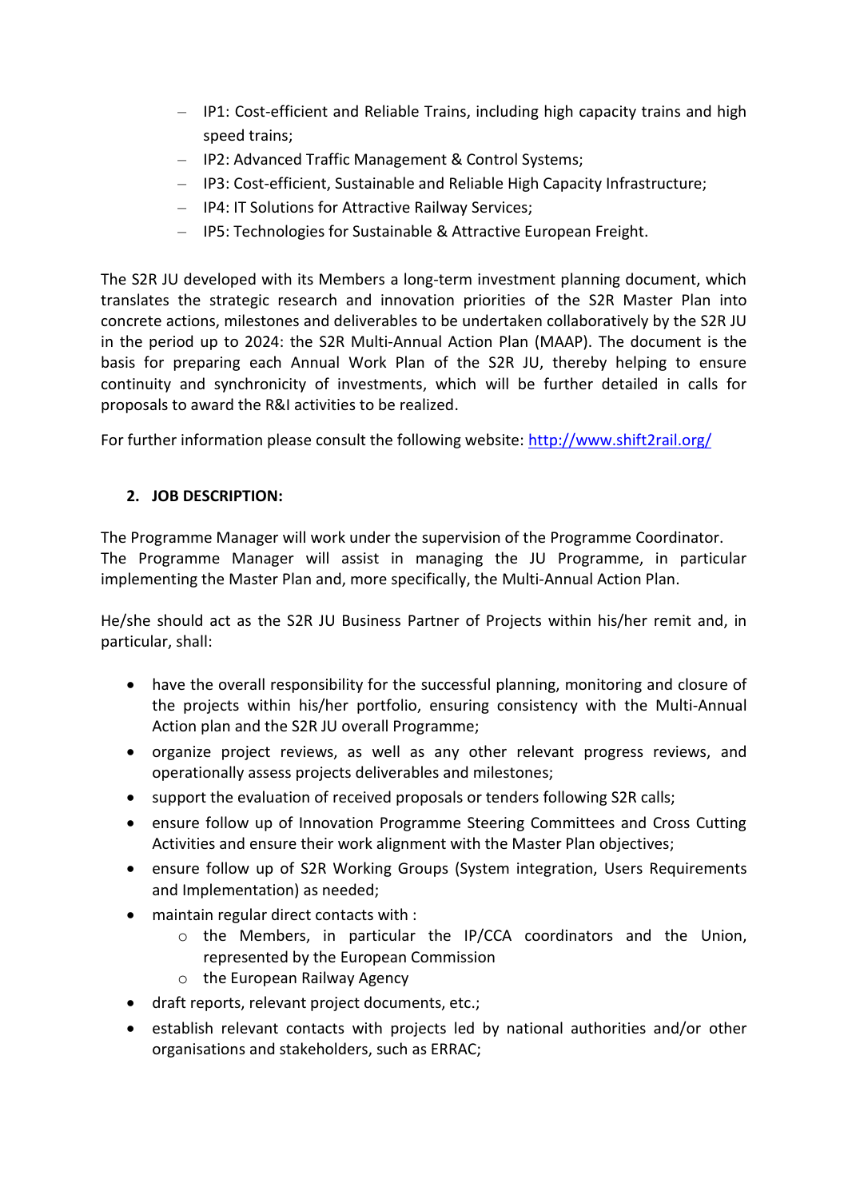- IP1: Cost-efficient and Reliable Trains, including high capacity trains and high speed trains;
- IP2: Advanced Traffic Management & Control Systems;
- IP3: Cost-efficient, Sustainable and Reliable High Capacity Infrastructure;
- IP4: IT Solutions for Attractive Railway Services;
- IP5: Technologies for Sustainable & Attractive European Freight.

The S2R JU developed with its Members a long-term investment planning document, which translates the strategic research and innovation priorities of the S2R Master Plan into concrete actions, milestones and deliverables to be undertaken collaboratively by the S2R JU in the period up to 2024: the S2R Multi-Annual Action Plan (MAAP). The document is the basis for preparing each Annual Work Plan of the S2R JU, thereby helping to ensure continuity and synchronicity of investments, which will be further detailed in calls for proposals to award the R&I activities to be realized.

For further information please consult the following website: [http://www.shift2rail.org/](http://www.shift2rail.org/)

## 2. JOB DESCRIPTION:

The Programme Manager will work under the supervision of the Programme Coordinator. The Programme Manager will assist in managing the JU Programme, in particular implementing the Master Plan and, more specifically, the Multi-Annual Action Plan.

He/she should act as the S2R JU Business Partner of Projects within his/her remit and, in particular, shall:

- have the overall responsibility for the successful planning, monitoring and closure of the projects within his/her portfolio, ensuring consistency with the Multi-Annual Action plan and the S2R JU overall Programme;
- organize project reviews, as well as any other relevant progress reviews, and operationally assess projects deliverables and milestones;
- support the evaluation of received proposals or tenders following S2R calls;
- ensure follow up of Innovation Programme Steering Committees and Cross Cutting Activities and ensure their work alignment with the Master Plan objectives;
- ensure follow up of S2R Working Groups (System integration, Users Requirements and Implementation) as needed;
- maintain regular direct contacts with :
  - the Members, in particular the IP/CCA coordinators and the Union, represented by the European Commission
  - the European Railway Agency
- draft reports, relevant project documents, etc.;
- establish relevant contacts with projects led by national authorities and/or other organisations and stakeholders, such as ERRAC;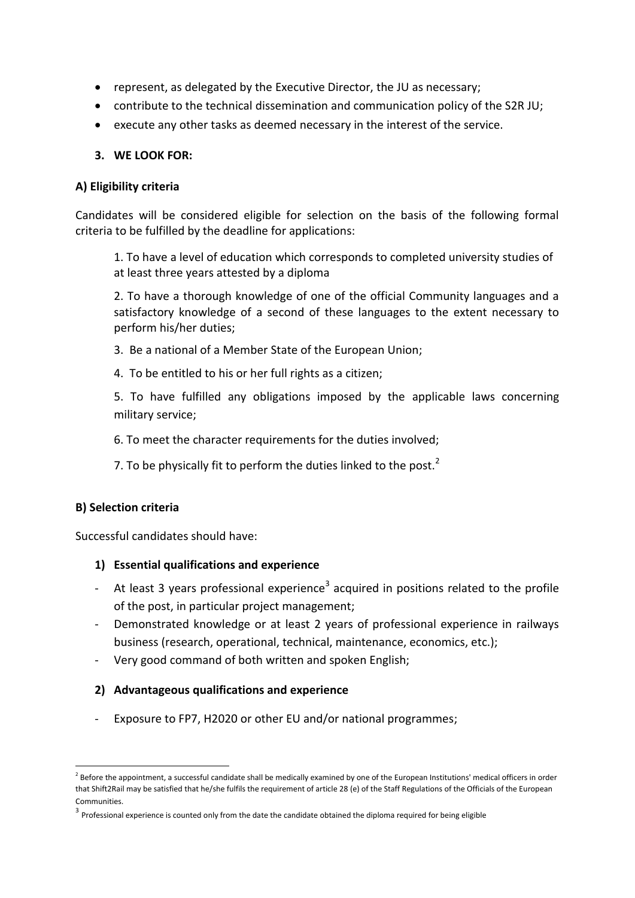- represent, as delegated by the Executive Director, the JU as necessary;
- contribute to the technical dissemination and communication policy of the S2R JU;
- execute any other tasks as deemed necessary in the interest of the service.

## 3. WE LOOK FOR:

### A) Eligibility criteria

Candidates will be considered eligible for selection on the basis of the following formal criteria to be fulfilled by the deadline for applications:

1. To have a level of education which corresponds to completed university studies of at least three years attested by a diploma

2. To have a thorough knowledge of one of the official Community languages and a satisfactory knowledge of a second of these languages to the extent necessary to perform his/her duties;

3. Be a national of a Member State of the European Union;

4. To be entitled to his or her full rights as a citizen;

5. To have fulfilled any obligations imposed by the applicable laws concerning military service;

6. To meet the character requirements for the duties involved;

7. To be physically fit to perform the duties linked to the post.[2]

### B) Selection criteria

Successful candidates should have:

#### 1) Essential qualifications and experience

- At least 3 years professional experience[3] acquired in positions related to the profile of the post, in particular project management;
- Demonstrated knowledge or at least 2 years of professional experience in railways business (research, operational, technical, maintenance, economics, etc.);
- Very good command of both written and spoken English;

#### 2) Advantageous qualifications and experience

- Exposure to FP7, H2020 or other EU and/or national programmes;

---

[2] Before the appointment, a successful candidate shall be medically examined by one of the European Institutions' medical officers in order that Shift2Rail may be satisfied that he/she fulfils the requirement of article 28 (e) of the Staff Regulations of the Officials of the European Communities.

[3] Professional experience is counted only from the date the candidate obtained the diploma required for being eligible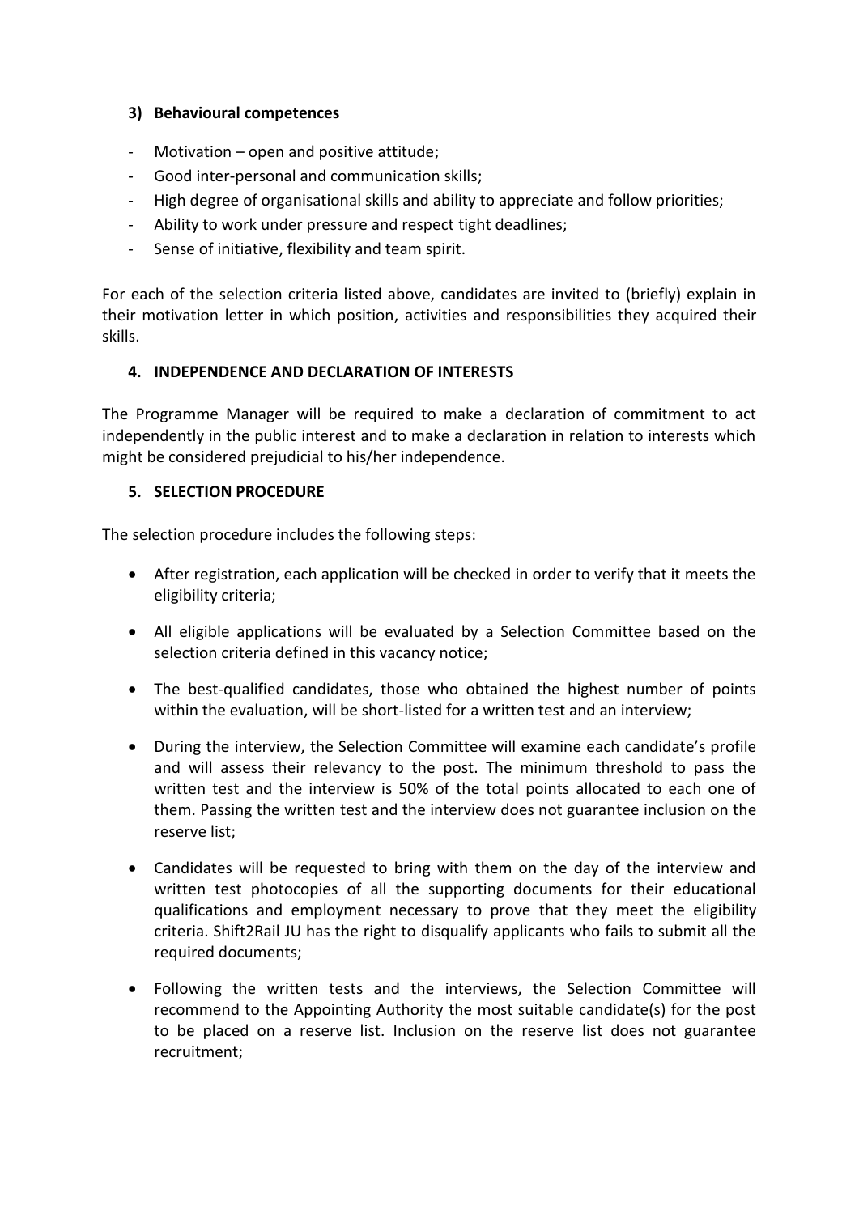### 3) Behavioural competences

- Motivation – open and positive attitude;
- Good inter-personal and communication skills;
- High degree of organisational skills and ability to appreciate and follow priorities;
- Ability to work under pressure and respect tight deadlines;
- Sense of initiative, flexibility and team spirit.

For each of the selection criteria listed above, candidates are invited to (briefly) explain in their motivation letter in which position, activities and responsibilities they acquired their skills.

## 4. INDEPENDENCE AND DECLARATION OF INTERESTS

The Programme Manager will be required to make a declaration of commitment to act independently in the public interest and to make a declaration in relation to interests which might be considered prejudicial to his/her independence.

## 5. SELECTION PROCEDURE

The selection procedure includes the following steps:

- After registration, each application will be checked in order to verify that it meets the eligibility criteria;
- All eligible applications will be evaluated by a Selection Committee based on the selection criteria defined in this vacancy notice;
- The best-qualified candidates, those who obtained the highest number of points within the evaluation, will be short-listed for a written test and an interview;
- During the interview, the Selection Committee will examine each candidate's profile and will assess their relevancy to the post. The minimum threshold to pass the written test and the interview is 50% of the total points allocated to each one of them. Passing the written test and the interview does not guarantee inclusion on the reserve list;
- Candidates will be requested to bring with them on the day of the interview and written test photocopies of all the supporting documents for their educational qualifications and employment necessary to prove that they meet the eligibility criteria. Shift2Rail JU has the right to disqualify applicants who fails to submit all the required documents;
- Following the written tests and the interviews, the Selection Committee will recommend to the Appointing Authority the most suitable candidate(s) for the post to be placed on a reserve list. Inclusion on the reserve list does not guarantee recruitment;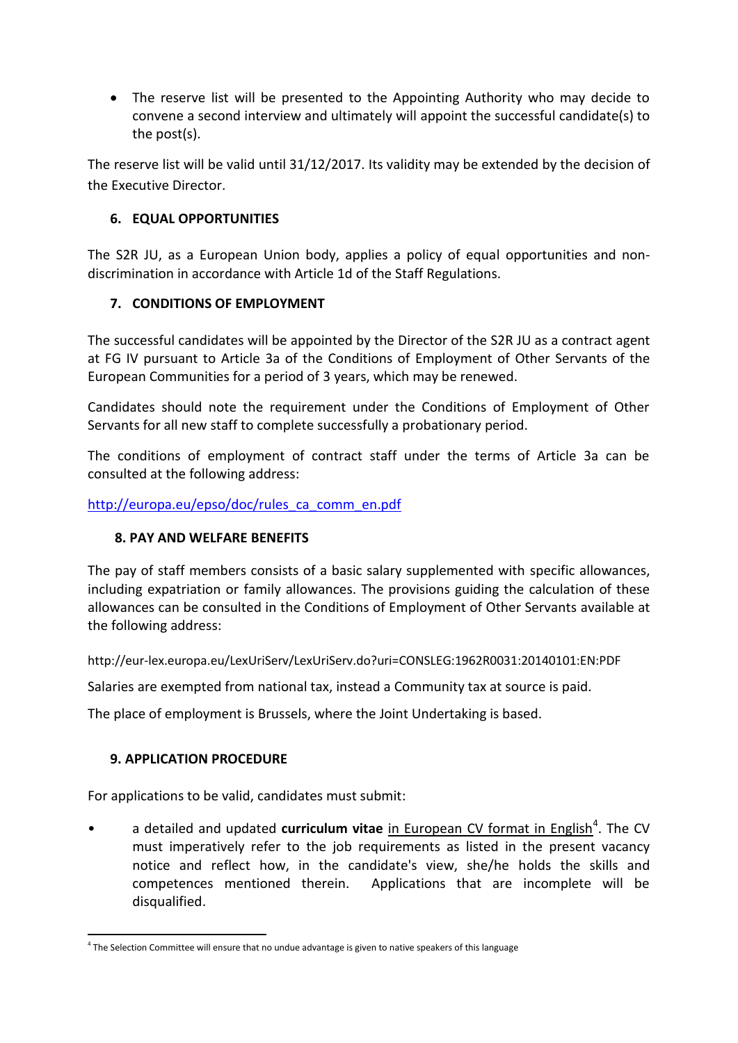- The reserve list will be presented to the Appointing Authority who may decide to convene a second interview and ultimately will appoint the successful candidate(s) to the post(s).

The reserve list will be valid until 31/12/2017. Its validity may be extended by the decision of the Executive Director.

## 6. EQUAL OPPORTUNITIES

The S2R JU, as a European Union body, applies a policy of equal opportunities and non-discrimination in accordance with Article 1d of the Staff Regulations.

## 7. CONDITIONS OF EMPLOYMENT

The successful candidates will be appointed by the Director of the S2R JU as a contract agent at FG IV pursuant to Article 3a of the Conditions of Employment of Other Servants of the European Communities for a period of 3 years, which may be renewed.

Candidates should note the requirement under the Conditions of Employment of Other Servants for all new staff to complete successfully a probationary period.

The conditions of employment of contract staff under the terms of Article 3a can be consulted at the following address:

http://europa.eu/epso/doc/rules_ca_comm_en.pdf

## 8. PAY AND WELFARE BENEFITS

The pay of staff members consists of a basic salary supplemented with specific allowances, including expatriation or family allowances. The provisions guiding the calculation of these allowances can be consulted in the Conditions of Employment of Other Servants available at the following address:

http://eur-lex.europa.eu/LexUriServ/LexUriServ.do?uri=CONSLEG:1962R0031:20140101:EN:PDF

Salaries are exempted from national tax, instead a Community tax at source is paid.

The place of employment is Brussels, where the Joint Undertaking is based.

## 9. APPLICATION PROCEDURE

For applications to be valid, candidates must submit:

- a detailed and updated **curriculum vitae** in European CV format in English[4]. The CV must imperatively refer to the job requirements as listed in the present vacancy notice and reflect how, in the candidate's view, she/he holds the skills and competences mentioned therein. Applications that are incomplete will be disqualified.

[4] The Selection Committee will ensure that no undue advantage is given to native speakers of this language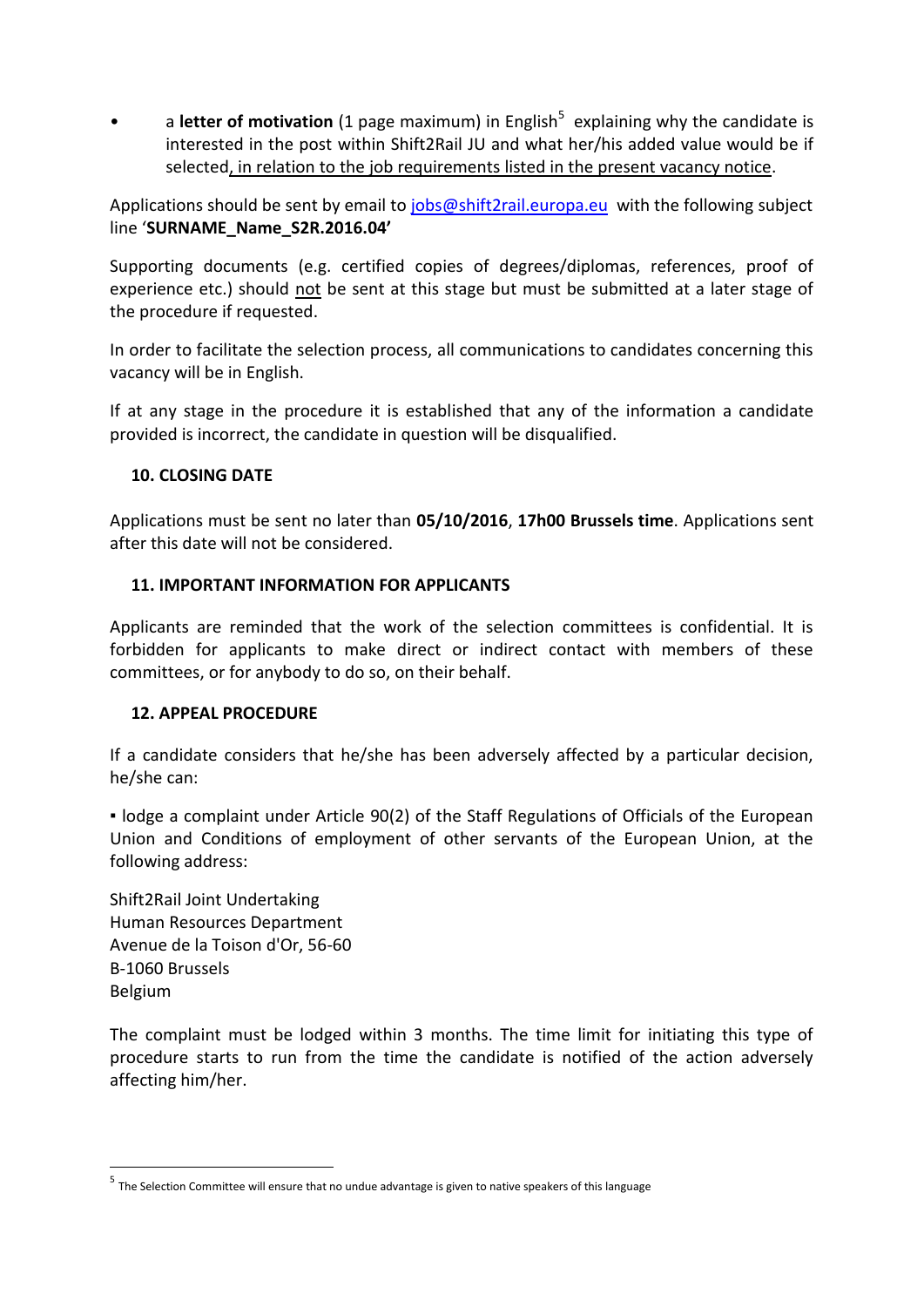- a **letter of motivation** (1 page maximum) in English[5] explaining why the candidate is interested in the post within Shift2Rail JU and what her/his added value would be if selected, in relation to the job requirements listed in the present vacancy notice.

Applications should be sent by email to jobs@shift2rail.europa.eu with the following subject line '**SURNAME_Name_S2R.2016.04'**

Supporting documents (e.g. certified copies of degrees/diplomas, references, proof of experience etc.) should not be sent at this stage but must be submitted at a later stage of the procedure if requested.

In order to facilitate the selection process, all communications to candidates concerning this vacancy will be in English.

If at any stage in the procedure it is established that any of the information a candidate provided is incorrect, the candidate in question will be disqualified.

## 10. CLOSING DATE

Applications must be sent no later than **05/10/2016**, **17h00 Brussels time**. Applications sent after this date will not be considered.

## 11. IMPORTANT INFORMATION FOR APPLICANTS

Applicants are reminded that the work of the selection committees is confidential. It is forbidden for applicants to make direct or indirect contact with members of these committees, or for anybody to do so, on their behalf.

## 12. APPEAL PROCEDURE

If a candidate considers that he/she has been adversely affected by a particular decision, he/she can:

▪ lodge a complaint under Article 90(2) of the Staff Regulations of Officials of the European Union and Conditions of employment of other servants of the European Union, at the following address:

Shift2Rail Joint Undertaking
Human Resources Department
Avenue de la Toison d'Or, 56-60
B-1060 Brussels
Belgium

The complaint must be lodged within 3 months. The time limit for initiating this type of procedure starts to run from the time the candidate is notified of the action adversely affecting him/her.

---

[5] The Selection Committee will ensure that no undue advantage is given to native speakers of this language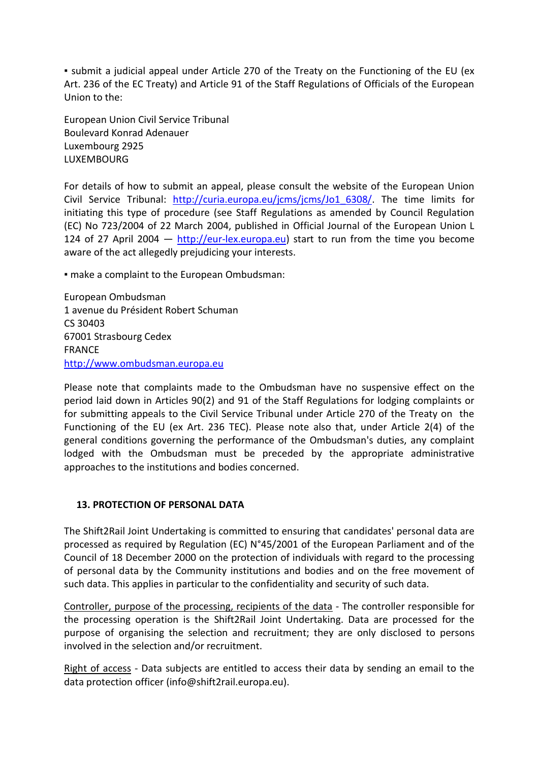▪ submit a judicial appeal under Article 270 of the Treaty on the Functioning of the EU (ex Art. 236 of the EC Treaty) and Article 91 of the Staff Regulations of Officials of the European Union to the:

European Union Civil Service Tribunal
Boulevard Konrad Adenauer
Luxembourg 2925
LUXEMBOURG

For details of how to submit an appeal, please consult the website of the European Union Civil Service Tribunal: http://curia.europa.eu/jcms/jcms/Jo1_6308/. The time limits for initiating this type of procedure (see Staff Regulations as amended by Council Regulation (EC) No 723/2004 of 22 March 2004, published in Official Journal of the European Union L 124 of 27 April 2004 — http://eur-lex.europa.eu) start to run from the time you become aware of the act allegedly prejudicing your interests.

▪ make a complaint to the European Ombudsman:

European Ombudsman
1 avenue du Président Robert Schuman
CS 30403
67001 Strasbourg Cedex
FRANCE
http://www.ombudsman.europa.eu

Please note that complaints made to the Ombudsman have no suspensive effect on the period laid down in Articles 90(2) and 91 of the Staff Regulations for lodging complaints or for submitting appeals to the Civil Service Tribunal under Article 270 of the Treaty on the Functioning of the EU (ex Art. 236 TEC). Please note also that, under Article 2(4) of the general conditions governing the performance of the Ombudsman's duties, any complaint lodged with the Ombudsman must be preceded by the appropriate administrative approaches to the institutions and bodies concerned.

## 13. PROTECTION OF PERSONAL DATA

The Shift2Rail Joint Undertaking is committed to ensuring that candidates' personal data are processed as required by Regulation (EC) N°45/2001 of the European Parliament and of the Council of 18 December 2000 on the protection of individuals with regard to the processing of personal data by the Community institutions and bodies and on the free movement of such data. This applies in particular to the confidentiality and security of such data.

Controller, purpose of the processing, recipients of the data - The controller responsible for the processing operation is the Shift2Rail Joint Undertaking. Data are processed for the purpose of organising the selection and recruitment; they are only disclosed to persons involved in the selection and/or recruitment.

Right of access - Data subjects are entitled to access their data by sending an email to the data protection officer (info@shift2rail.europa.eu).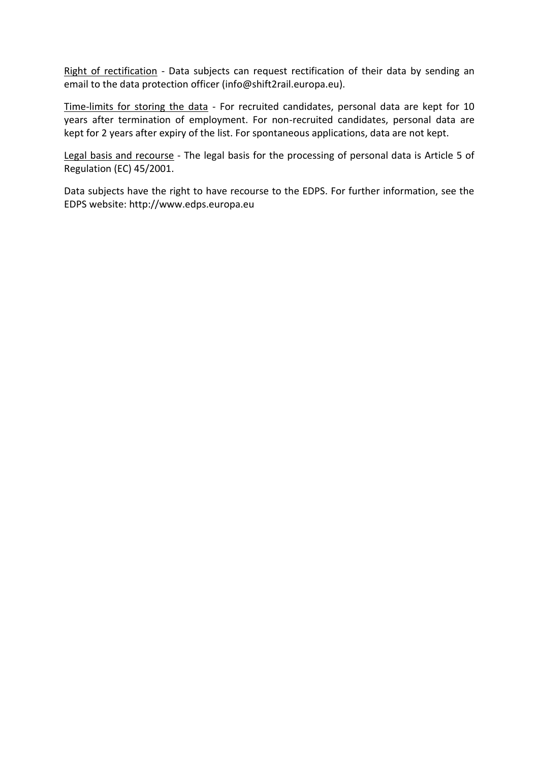Right of rectification - Data subjects can request rectification of their data by sending an email to the data protection officer (info@shift2rail.europa.eu).

Time-limits for storing the data - For recruited candidates, personal data are kept for 10 years after termination of employment. For non-recruited candidates, personal data are kept for 2 years after expiry of the list. For spontaneous applications, data are not kept.

Legal basis and recourse - The legal basis for the processing of personal data is Article 5 of Regulation (EC) 45/2001.

Data subjects have the right to have recourse to the EDPS. For further information, see the EDPS website: http://www.edps.europa.eu